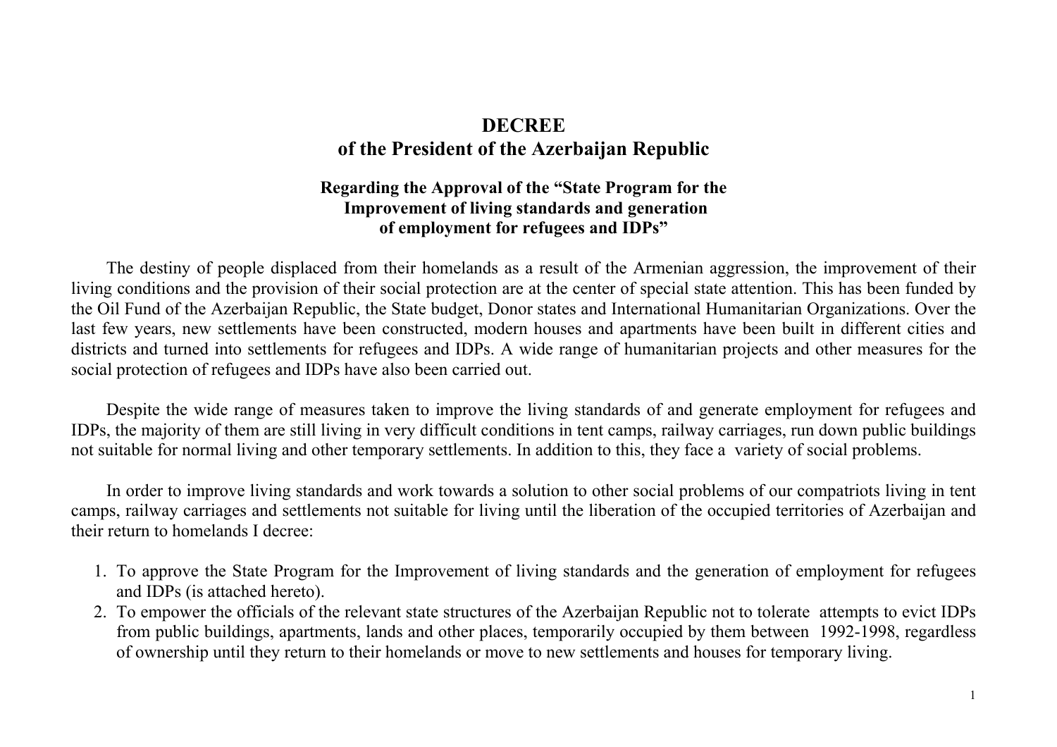# DECREE
# of the President of the Azerbaijan Republic

### Regarding the Approval of the "State Program for the Improvement of living standards and generation of employment for refugees and IDPs"

The destiny of people displaced from their homelands as a result of the Armenian aggression, the improvement of their living conditions and the provision of their social protection are at the center of special state attention. This has been funded by the Oil Fund of the Azerbaijan Republic, the State budget, Donor states and International Humanitarian Organizations. Over the last few years, new settlements have been constructed, modern houses and apartments have been built in different cities and districts and turned into settlements for refugees and IDPs. A wide range of humanitarian projects and other measures for the social protection of refugees and IDPs have also been carried out.

Despite the wide range of measures taken to improve the living standards of and generate employment for refugees and IDPs, the majority of them are still living in very difficult conditions in tent camps, railway carriages, run down public buildings not suitable for normal living and other temporary settlements. In addition to this, they face a variety of social problems.

In order to improve living standards and work towards a solution to other social problems of our compatriots living in tent camps, railway carriages and settlements not suitable for living until the liberation of the occupied territories of Azerbaijan and their return to homelands I decree:

1. To approve the State Program for the Improvement of living standards and the generation of employment for refugees and IDPs (is attached hereto).
2. To empower the officials of the relevant state structures of the Azerbaijan Republic not to tolerate attempts to evict IDPs from public buildings, apartments, lands and other places, temporarily occupied by them between 1992-1998, regardless of ownership until they return to their homelands or move to new settlements and houses for temporary living.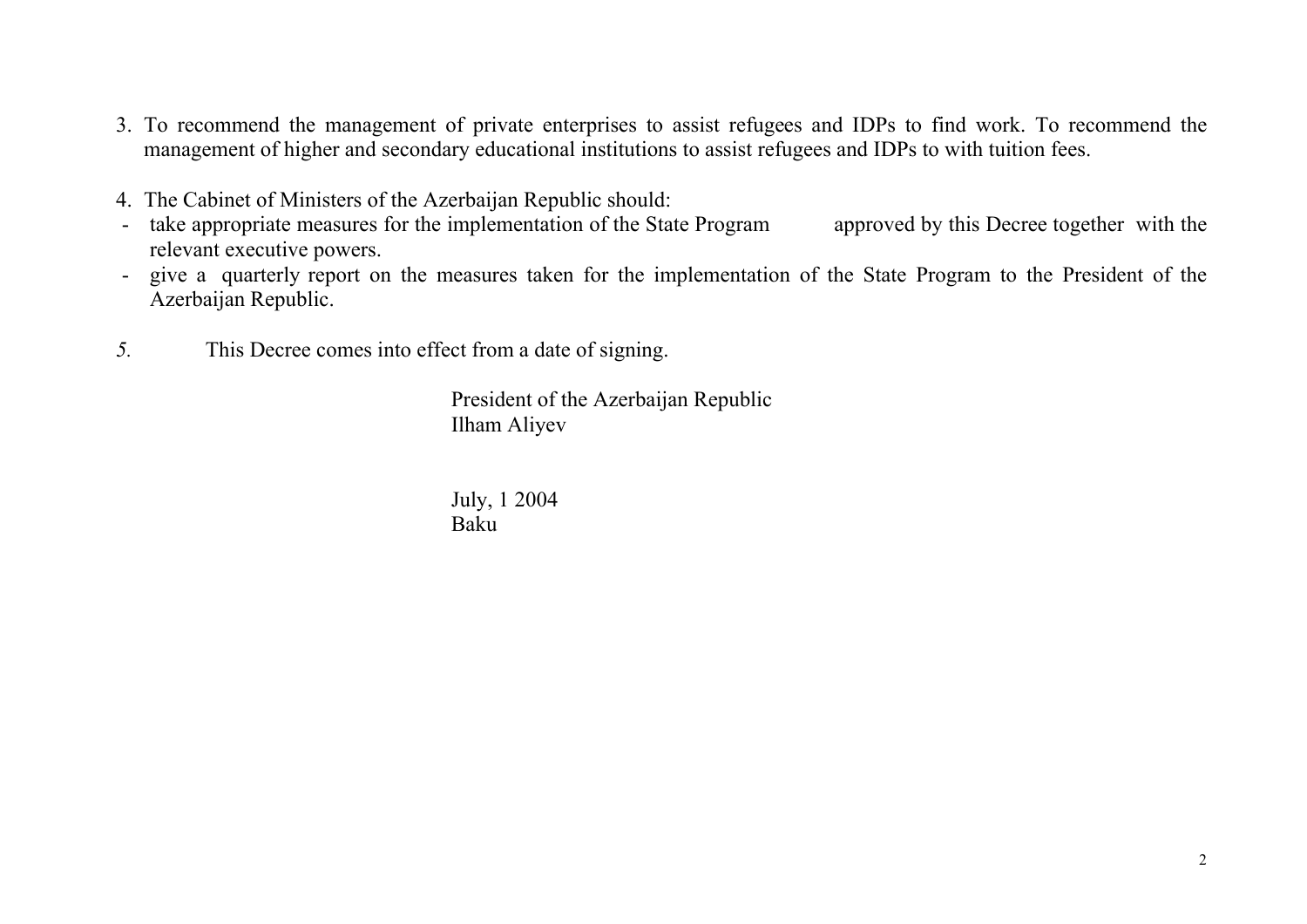3. To recommend the management of private enterprises to assist refugees and IDPs to find work. To recommend the management of higher and secondary educational institutions to assist refugees and IDPs to with tuition fees.

4. The Cabinet of Ministers of the Azerbaijan Republic should:

- take appropriate measures for the implementation of the State Program approved by this Decree together with the relevant executive powers.
- give a quarterly report on the measures taken for the implementation of the State Program to the President of the Azerbaijan Republic.

*5.* This Decree comes into effect from a date of signing.

President of the Azerbaijan Republic
Ilham Aliyev

July, 1 2004
Baku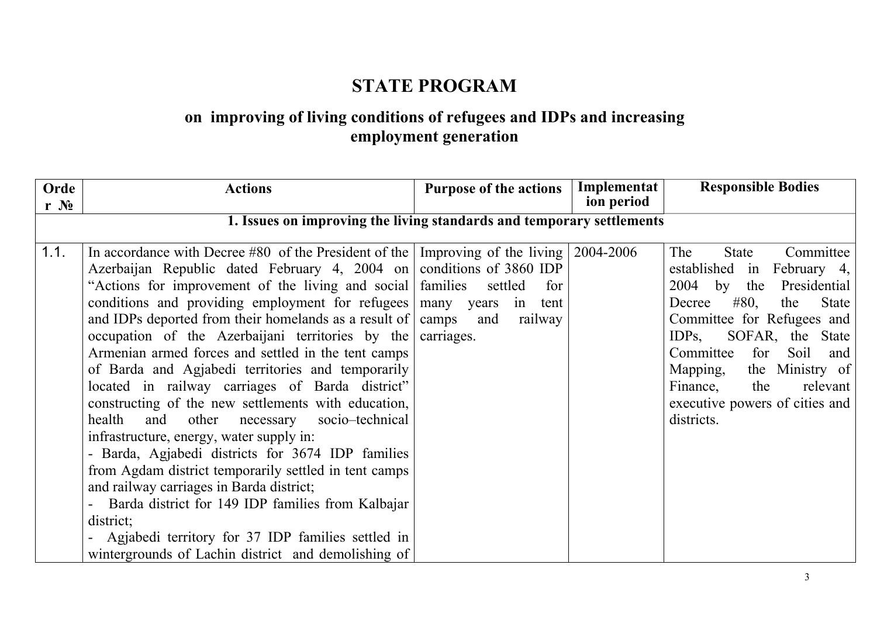# STATE PROGRAM

## on improving of living conditions of refugees and IDPs and increasing employment generation

| Order № | Actions | Purpose of the actions | Implementation period | Responsible Bodies |
|---|---|---|---|---|
| **1. Issues on improving the living standards and temporary settlements** | | | | |
| 1.1. | In accordance with Decree #80 of the President of the Azerbaijan Republic dated February 4, 2004 on "Actions for improvement of the living and social conditions and providing employment for refugees and IDPs deported from their homelands as a result of occupation of the Azerbaijani territories by the Armenian armed forces and settled in the tent camps of Barda and Agjabedi territories and temporarily located in railway carriages of Barda district" constructing of the new settlements with education, health and other necessary socio–technical infrastructure, energy, water supply in:<br>- Barda, Agjabedi districts for 3674 IDP families from Agdam district temporarily settled in tent camps and railway carriages in Barda district;<br>- Barda district for 149 IDP families from Kalbajar district;<br>- Agjabedi territory for 37 IDP families settled in wintergrounds of Lachin district and demolishing of | Improving of the living conditions of 3860 IDP families settled for many years in tent camps and railway carriages. | 2004-2006 | The State Committee established in February 4, 2004 by the Presidential Decree #80, the State Committee for Refugees and IDPs, SOFAR, the State Committee for Soil and Mapping, the Ministry of Finance, the relevant executive powers of cities and districts. |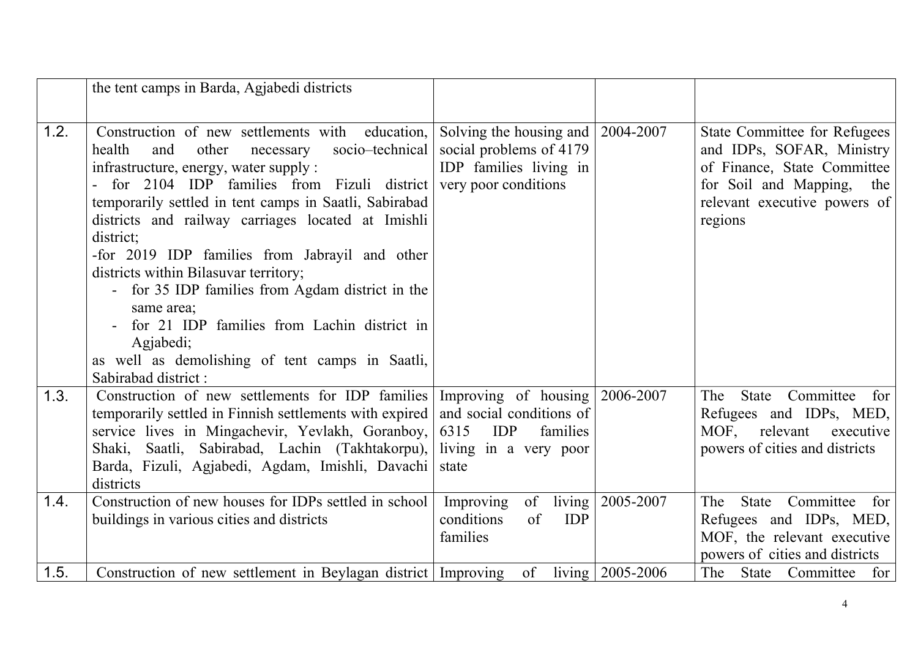| | | | | |
|---|---|---|---|---|
| | the tent camps in Barda, Agjabedi districts | | | |
| 1.2. | Construction of new settlements with education, health and other necessary socio–technical infrastructure, energy, water supply :<br>- for 2104 IDP families from Fizuli district temporarily settled in tent camps in Saatli, Sabirabad districts and railway carriages located at Imishli district;<br>-for 2019 IDP families from Jabrayil and other districts within Bilasuvar territory;<br>- for 35 IDP families from Agdam district in the same area;<br>- for 21 IDP families from Lachin district in Agjabedi;<br>as well as demolishing of tent camps in Saatli, Sabirabad district : | Solving the housing and social problems of 4179 IDP families living in very poor conditions | 2004-2007 | State Committee for Refugees and IDPs, SOFAR, Ministry of Finance, State Committee for Soil and Mapping, the relevant executive powers of regions |
| 1.3. | Construction of new settlements for IDP families temporarily settled in Finnish settlements with expired service lives in Mingachevir, Yevlakh, Goranboy, Shaki, Saatli, Sabirabad, Lachin (Takhtakorpu), Barda, Fizuli, Agjabedi, Agdam, Imishli, Davachi districts | Improving of housing and social conditions of 6315 IDP families living in a very poor state | 2006-2007 | The State Committee for Refugees and IDPs, MED, MOF, relevant executive powers of cities and districts |
| 1.4. | Construction of new houses for IDPs settled in school buildings in various cities and districts | Improving of living conditions of IDP families | 2005-2007 | The State Committee for Refugees and IDPs, MED, MOF, the relevant executive powers of cities and districts |
| 1.5. | Construction of new settlement in Beylagan district | Improving of living | 2005-2006 | The State Committee for |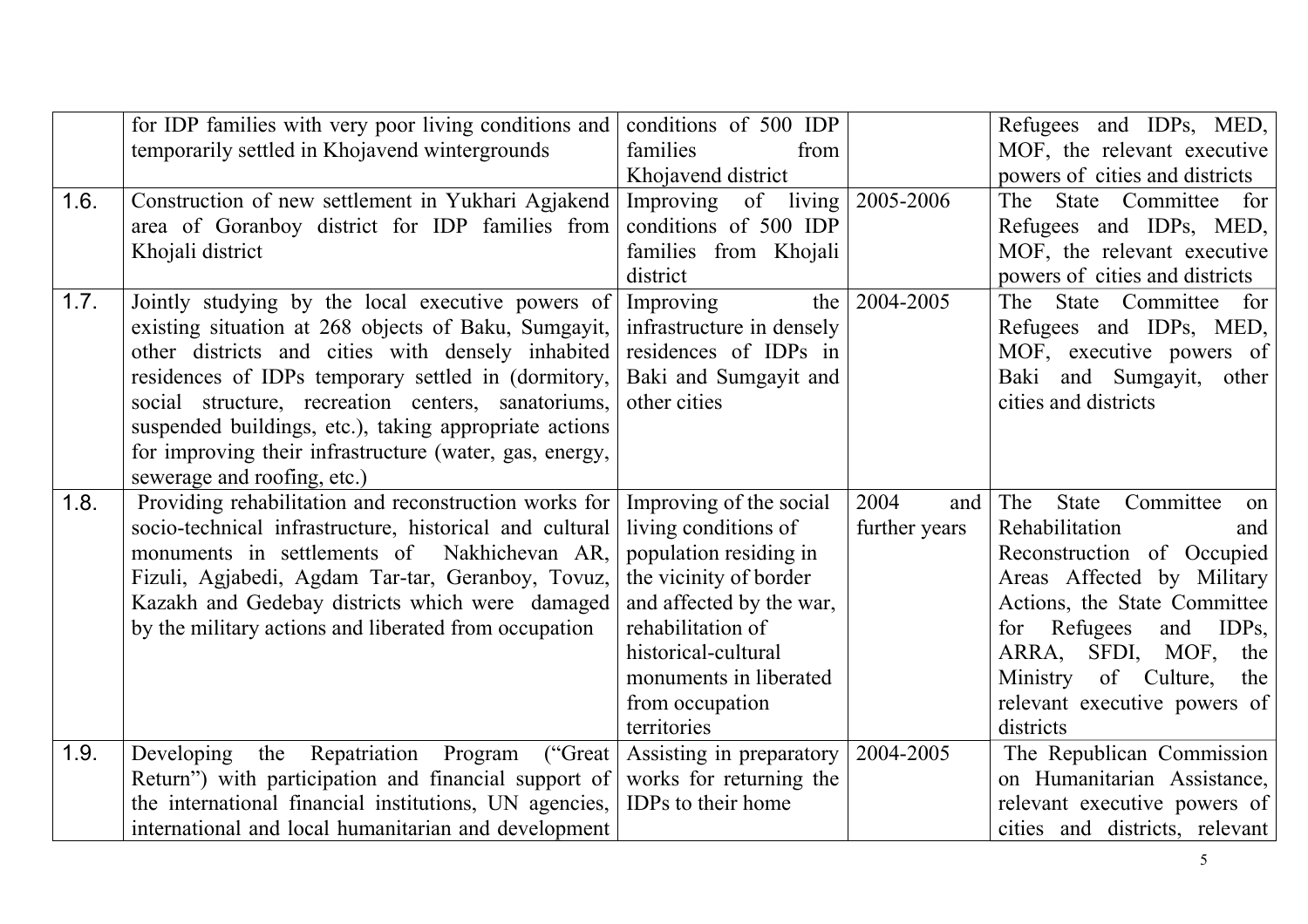|  |  |  |  |  |
|---|---|---|---|---|
|  | for IDP families with very poor living conditions and temporarily settled in Khojavend wintergrounds | conditions of 500 IDP families from Khojavend district |  | Refugees and IDPs, MED, MOF, the relevant executive powers of cities and districts |
| 1.6. | Construction of new settlement in Yukhari Agjakend area of Goranboy district for IDP families from Khojali district | Improving of living conditions of 500 IDP families from Khojali district | 2005-2006 | The State Committee for Refugees and IDPs, MED, MOF, the relevant executive powers of cities and districts |
| 1.7. | Jointly studying by the local executive powers of existing situation at 268 objects of Baku, Sumgayit, other districts and cities with densely inhabited residences of IDPs temporary settled in (dormitory, social structure, recreation centers, sanatoriums, suspended buildings, etc.), taking appropriate actions for improving their infrastructure (water, gas, energy, sewerage and roofing, etc.) | Improving the infrastructure in densely residences of IDPs in Baki and Sumgayit and other cities | 2004-2005 | The State Committee for Refugees and IDPs, MED, MOF, executive powers of Baki and Sumgayit, other cities and districts |
| 1.8. | Providing rehabilitation and reconstruction works for socio-technical infrastructure, historical and cultural monuments in settlements of Nakhichevan AR, Fizuli, Agjabedi, Agdam Tar-tar, Geranboy, Tovuz, Kazakh and Gedebay districts which were damaged by the military actions and liberated from occupation | Improving of the social living conditions of population residing in the vicinity of border and affected by the war, rehabilitation of historical-cultural monuments in liberated from occupation territories | 2004 and further years | The State Committee on Rehabilitation and Reconstruction of Occupied Areas Affected by Military Actions, the State Committee for Refugees and IDPs, ARRA, SFDI, MOF, the Ministry of Culture, the relevant executive powers of districts |
| 1.9. | Developing the Repatriation Program ("Great Return") with participation and financial support of the international financial institutions, UN agencies, international and local humanitarian and development | Assisting in preparatory works for returning the IDPs to their home | 2004-2005 | The Republican Commission on Humanitarian Assistance, relevant executive powers of cities and districts, relevant |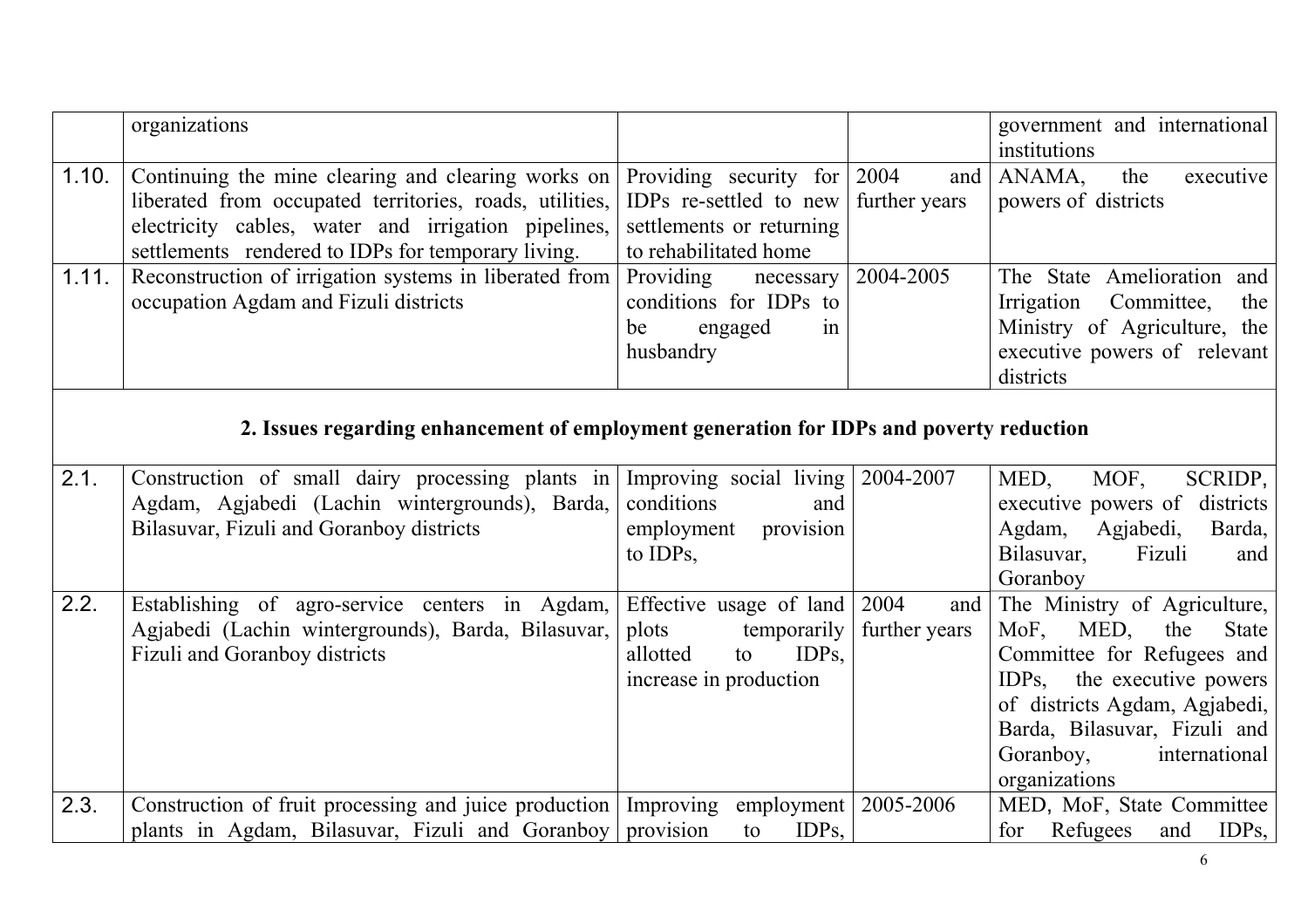| | | | | |
|---|---|---|---|---|
| | organizations | | | government and international institutions |
| 1.10. | Continuing the mine clearing and clearing works on liberated from occupated territories, roads, utilities, electricity cables, water and irrigation pipelines, settlements rendered to IDPs for temporary living. | Providing security for IDPs re-settled to new settlements or returning to rehabilitated home | 2004 and further years | ANAMA, the executive powers of districts |
| 1.11. | Reconstruction of irrigation systems in liberated from occupation Agdam and Fizuli districts | Providing necessary conditions for IDPs to be engaged in husbandry | 2004-2005 | The State Amelioration and Irrigation Committee, the Ministry of Agriculture, the executive powers of relevant districts |
| | **2. Issues regarding enhancement of employment generation for IDPs and poverty reduction** | | | |
| 2.1. | Construction of small dairy processing plants in Agdam, Agjabedi (Lachin wintergrounds), Barda, Bilasuvar, Fizuli and Goranboy districts | Improving social living conditions and employment provision to IDPs, | 2004-2007 | MED, MOF, SCRIDP, executive powers of districts Agdam, Agjabedi, Barda, Bilasuvar, Fizuli and Goranboy |
| 2.2. | Establishing of agro-service centers in Agdam, Agjabedi (Lachin wintergrounds), Barda, Bilasuvar, Fizuli and Goranboy districts | Effective usage of land plots temporarily allotted to IDPs, increase in production | 2004 and further years | The Ministry of Agriculture, MoF, MED, the State Committee for Refugees and IDPs, the executive powers of districts Agdam, Agjabedi, Barda, Bilasuvar, Fizuli and Goranboy, international organizations |
| 2.3. | Construction of fruit processing and juice production plants in Agdam, Bilasuvar, Fizuli and Goranboy | Improving employment provision to IDPs, | 2005-2006 | MED, MoF, State Committee for Refugees and IDPs, |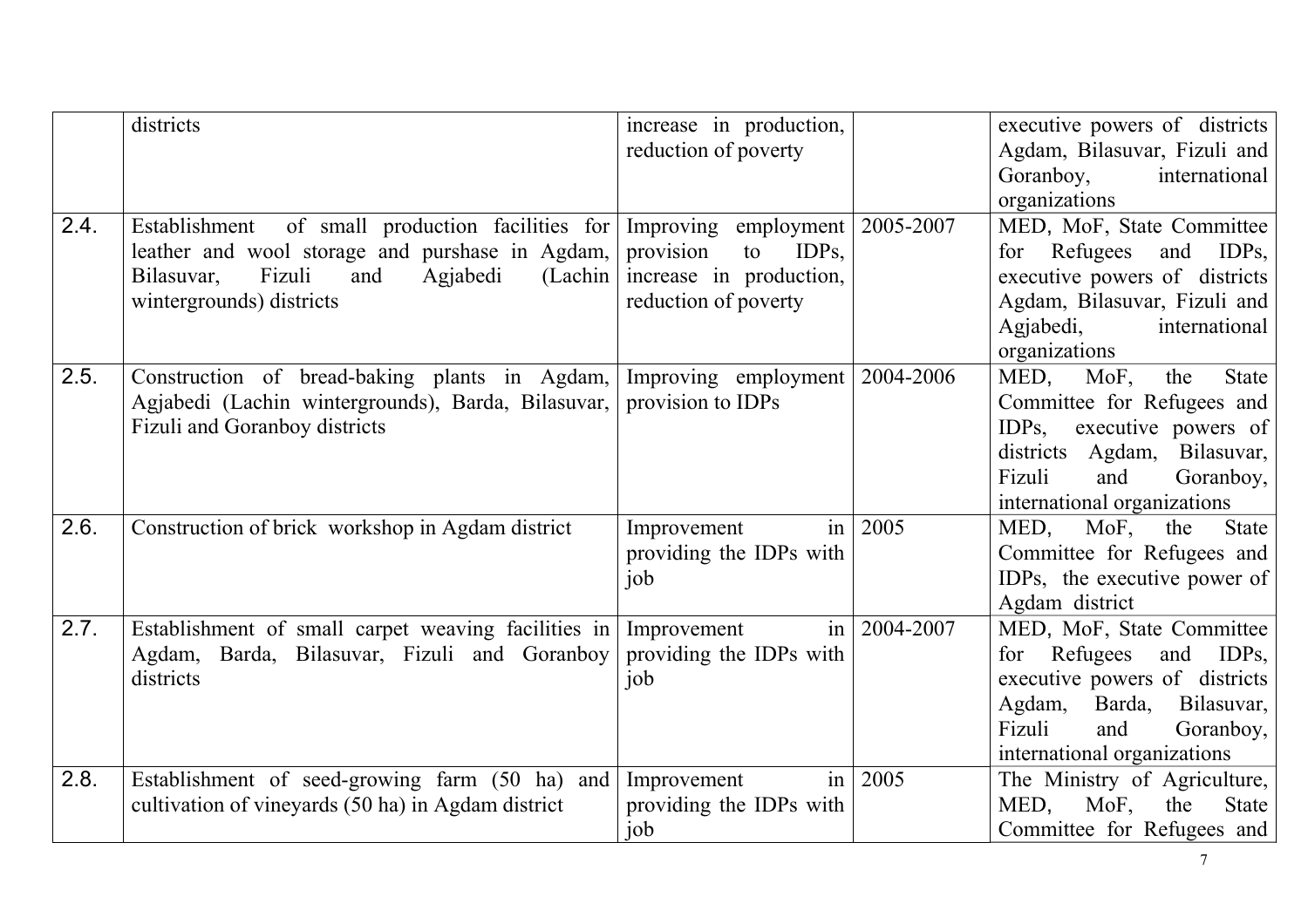| | | | | |
|---|---|---|---|---|
| | districts | increase in production, reduction of poverty | | executive powers of districts Agdam, Bilasuvar, Fizuli and Goranboy, international organizations |
| 2.4. | Establishment of small production facilities for leather and wool storage and purshase in Agdam, Bilasuvar, Fizuli and Agjabedi (Lachin wintergrounds) districts | Improving employment provision to IDPs, increase in production, reduction of poverty | 2005-2007 | MED, MoF, State Committee for Refugees and IDPs, executive powers of districts Agdam, Bilasuvar, Fizuli and Agjabedi, international organizations |
| 2.5. | Construction of bread-baking plants in Agdam, Agjabedi (Lachin wintergrounds), Barda, Bilasuvar, Fizuli and Goranboy districts | Improving employment provision to IDPs | 2004-2006 | MED, MoF, the State Committee for Refugees and IDPs, executive powers of districts Agdam, Bilasuvar, Fizuli and Goranboy, international organizations |
| 2.6. | Construction of brick workshop in Agdam district | Improvement in providing the IDPs with job | 2005 | MED, MoF, the State Committee for Refugees and IDPs, the executive power of Agdam district |
| 2.7. | Establishment of small carpet weaving facilities in Agdam, Barda, Bilasuvar, Fizuli and Goranboy districts | Improvement in providing the IDPs with job | 2004-2007 | MED, MoF, State Committee for Refugees and IDPs, executive powers of districts Agdam, Barda, Bilasuvar, Fizuli and Goranboy, international organizations |
| 2.8. | Establishment of seed-growing farm (50 ha) and cultivation of vineyards (50 ha) in Agdam district | Improvement in providing the IDPs with job | 2005 | The Ministry of Agriculture, MED, MoF, the State Committee for Refugees and |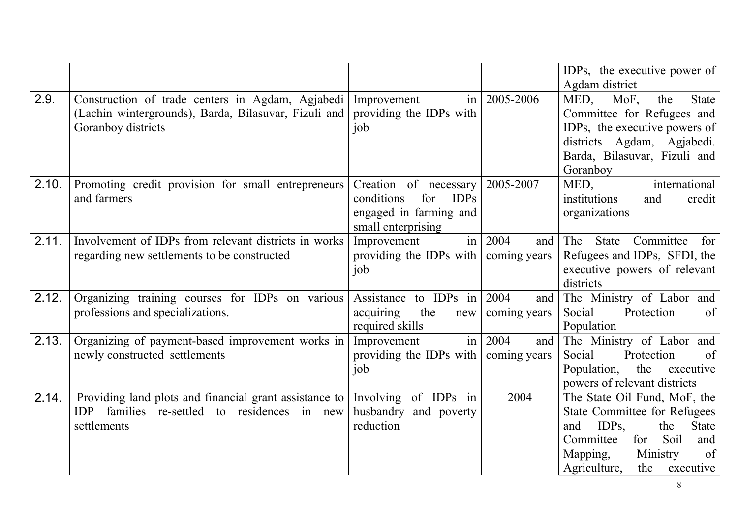|  |  |  |  |  |
|---|---|---|---|---|
|  |  |  |  | IDPs, the executive power of Agdam district |
| 2.9. | Construction of trade centers in Agdam, Agjabedi (Lachin wintergrounds), Barda, Bilasuvar, Fizuli and Goranboy districts | Improvement in providing the IDPs with job | 2005-2006 | MED, MoF, the State Committee for Refugees and IDPs, the executive powers of districts Agdam, Agjabedi. Barda, Bilasuvar, Fizuli and Goranboy |
| 2.10. | Promoting credit provision for small entrepreneurs and farmers | Creation of necessary conditions for IDPs engaged in farming and small enterprising | 2005-2007 | MED, international institutions and credit organizations |
| 2.11. | Involvement of IDPs from relevant districts in works regarding new settlements to be constructed | Improvement in providing the IDPs with job | 2004 and coming years | The State Committee for Refugees and IDPs, SFDI, the executive powers of relevant districts |
| 2.12. | Organizing training courses for IDPs on various professions and specializations. | Assistance to IDPs in acquiring the new required skills | 2004 and coming years | The Ministry of Labor and Social Protection of Population |
| 2.13. | Organizing of payment-based improvement works in newly constructed settlements | Improvement in providing the IDPs with job | 2004 and coming years | The Ministry of Labor and Social Protection of Population, the executive powers of relevant districts |
| 2.14. | Providing land plots and financial grant assistance to IDP families re-settled to residences in new settlements | Involving of IDPs in husbandry and poverty reduction | 2004 | The State Oil Fund, MoF, the State Committee for Refugees and IDPs, the State Committee for Soil and Mapping, Ministry of Agriculture, the executive |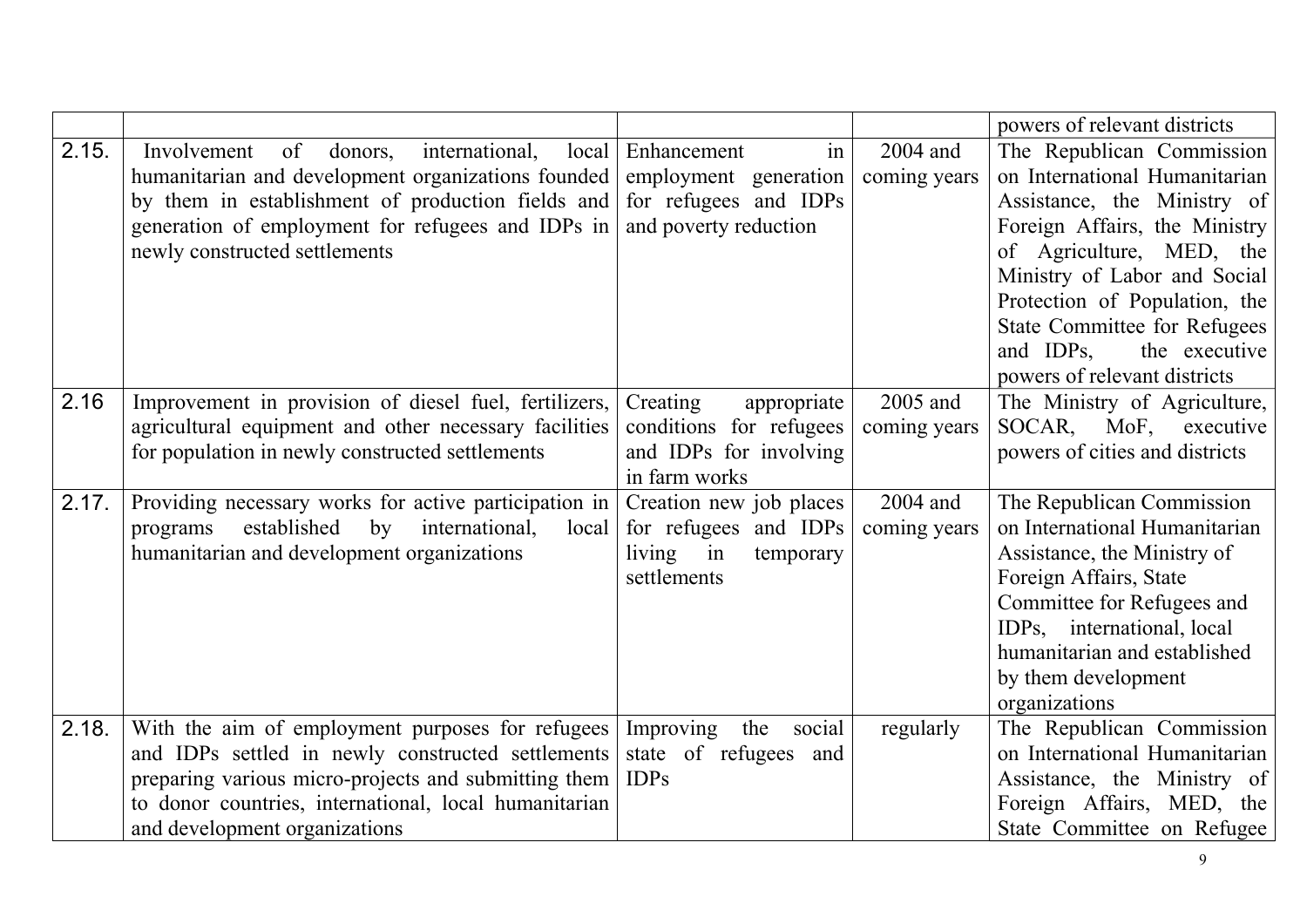| | | | | |
|---|---|---|---|---|
| | | | | powers of relevant districts |
| 2.15. | Involvement of donors, international, local humanitarian and development organizations founded by them in establishment of production fields and generation of employment for refugees and IDPs in newly constructed settlements | Enhancement in employment generation for refugees and IDPs and poverty reduction | 2004 and coming years | The Republican Commission on International Humanitarian Assistance, the Ministry of Foreign Affairs, the Ministry of Agriculture, MED, the Ministry of Labor and Social Protection of Population, the State Committee for Refugees and IDPs, the executive powers of relevant districts |
| 2.16 | Improvement in provision of diesel fuel, fertilizers, agricultural equipment and other necessary facilities for population in newly constructed settlements | Creating appropriate conditions for refugees and IDPs for involving in farm works | 2005 and coming years | The Ministry of Agriculture, SOCAR, MoF, executive powers of cities and districts |
| 2.17. | Providing necessary works for active participation in programs established by international, local humanitarian and development organizations | Creation new job places for refugees and IDPs living in temporary settlements | 2004 and coming years | The Republican Commission on International Humanitarian Assistance, the Ministry of Foreign Affairs, State Committee for Refugees and IDPs, international, local humanitarian and established by them development organizations |
| 2.18. | With the aim of employment purposes for refugees and IDPs settled in newly constructed settlements preparing various micro-projects and submitting them to donor countries, international, local humanitarian and development organizations | Improving the social state of refugees and IDPs | regularly | The Republican Commission on International Humanitarian Assistance, the Ministry of Foreign Affairs, MED, the State Committee on Refugee |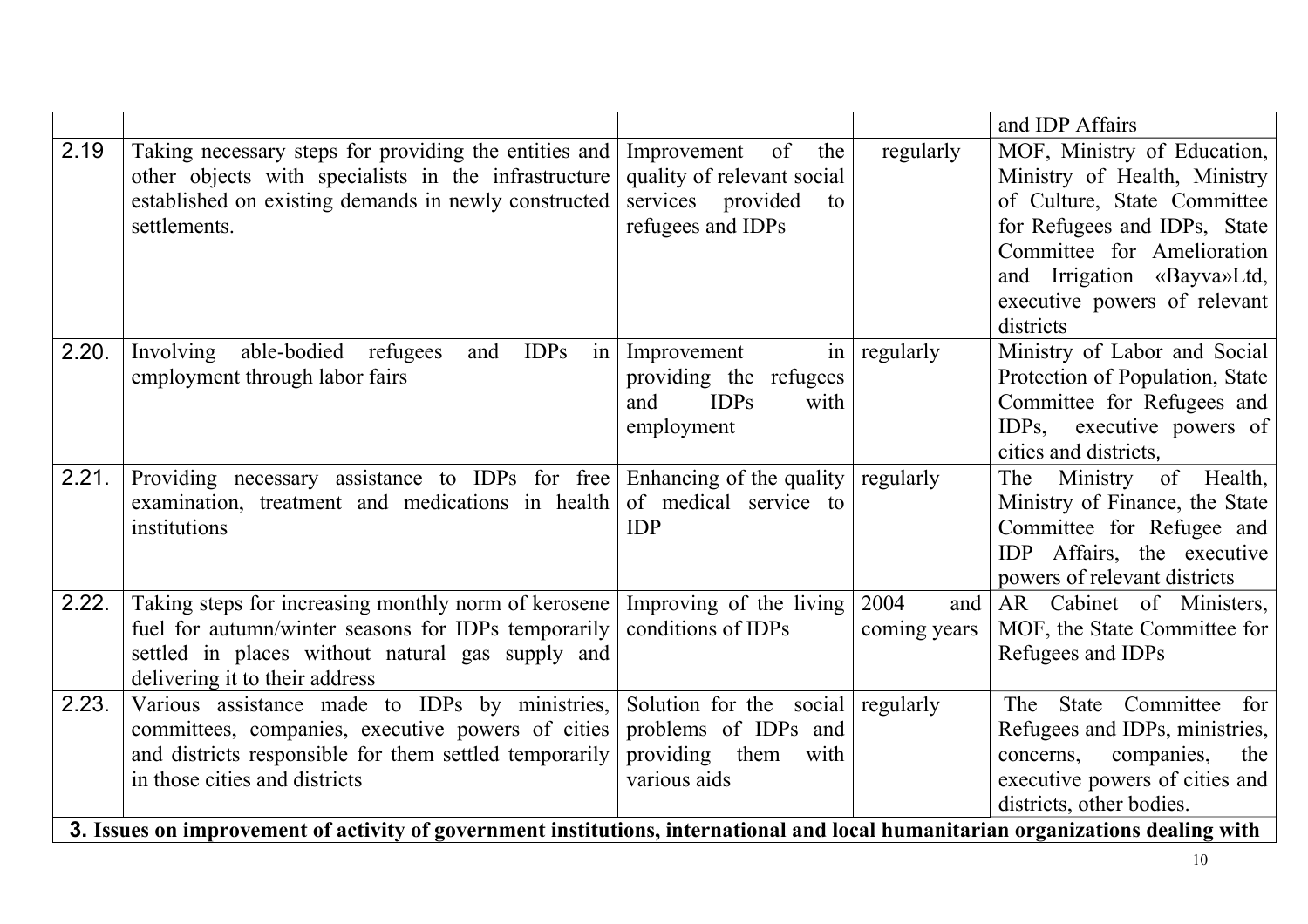| | | | | |
|---|---|---|---|---|
| | | | | and IDP Affairs |
| 2.19 | Taking necessary steps for providing the entities and other objects with specialists in the infrastructure established on existing demands in newly constructed settlements. | Improvement of the quality of relevant social services provided to refugees and IDPs | regularly | MOF, Ministry of Education, Ministry of Health, Ministry of Culture, State Committee for Refugees and IDPs, State Committee for Amelioration and Irrigation «Bayva»Ltd, executive powers of relevant districts |
| 2.20. | Involving able-bodied refugees and IDPs in employment through labor fairs | Improvement in providing the refugees and IDPs with employment | regularly | Ministry of Labor and Social Protection of Population, State Committee for Refugees and IDPs, executive powers of cities and districts, |
| 2.21. | Providing necessary assistance to IDPs for free examination, treatment and medications in health institutions | Enhancing of the quality of medical service to IDP | regularly | The Ministry of Health, Ministry of Finance, the State Committee for Refugee and IDP Affairs, the executive powers of relevant districts |
| 2.22. | Taking steps for increasing monthly norm of kerosene fuel for autumn/winter seasons for IDPs temporarily settled in places without natural gas supply and delivering it to their address | Improving of the living conditions of IDPs | 2004 and coming years | AR Cabinet of Ministers, MOF, the State Committee for Refugees and IDPs |
| 2.23. | Various assistance made to IDPs by ministries, committees, companies, executive powers of cities and districts responsible for them settled temporarily in those cities and districts | Solution for the social problems of IDPs and providing them with various aids | regularly | The State Committee for Refugees and IDPs, ministries, concerns, companies, the executive powers of cities and districts, other bodies. |
| **3. Issues on improvement of activity of government institutions, international and local humanitarian organizations dealing with** | | | | |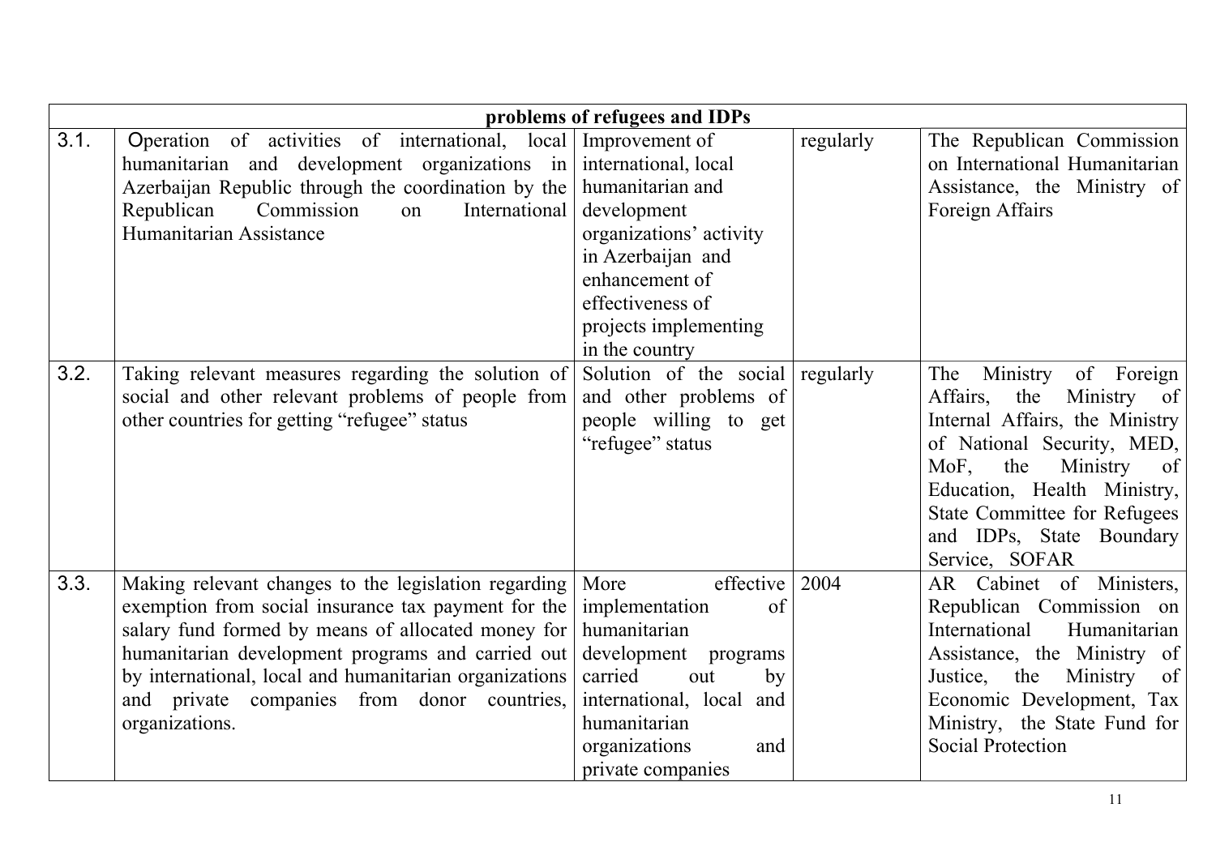| | problems of refugees and IDPs | | | |
|---|---|---|---|---|
| 3.1. | Operation of activities of international, local humanitarian and development organizations in Azerbaijan Republic through the coordination by the Republican Commission on International Humanitarian Assistance | Improvement of international, local humanitarian and development organizations' activity in Azerbaijan and enhancement of effectiveness of projects implementing in the country | regularly | The Republican Commission on International Humanitarian Assistance, the Ministry of Foreign Affairs |
| 3.2. | Taking relevant measures regarding the solution of social and other relevant problems of people from other countries for getting "refugee" status | Solution of the social and other problems of people willing to get "refugee" status | regularly | The Ministry of Foreign Affairs, the Ministry of Internal Affairs, the Ministry of National Security, MED, MoF, the Ministry of Education, Health Ministry, State Committee for Refugees and IDPs, State Boundary Service, SOFAR |
| 3.3. | Making relevant changes to the legislation regarding exemption from social insurance tax payment for the salary fund formed by means of allocated money for humanitarian development programs and carried out by international, local and humanitarian organizations and private companies from donor countries, organizations. | More effective implementation of humanitarian development programs carried out by international, local and humanitarian organizations and private companies | 2004 | AR Cabinet of Ministers, Republican Commission on International Humanitarian Assistance, the Ministry of Justice, the Ministry of Economic Development, Tax Ministry, the State Fund for Social Protection |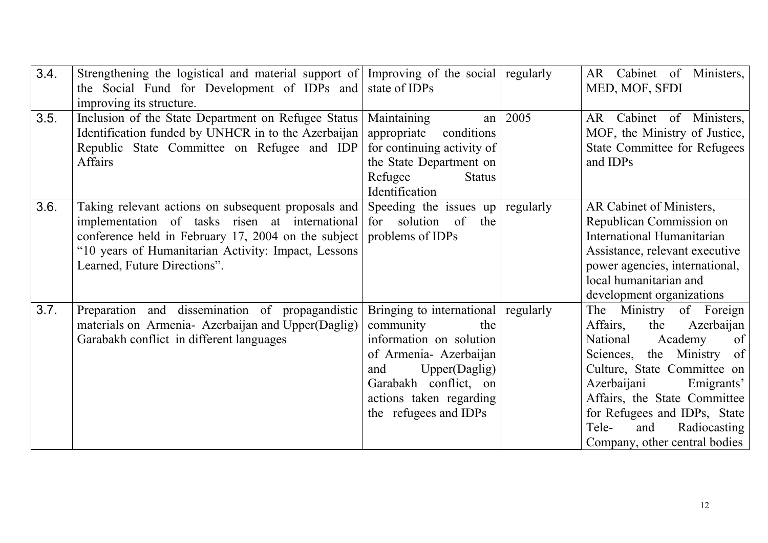| | | | | |
|---|---|---|---|---|
| 3.4. | Strengthening the logistical and material support of the Social Fund for Development of IDPs and improving its structure. | Improving of the social state of IDPs | regularly | AR Cabinet of Ministers, MED, MOF, SFDI |
| 3.5. | Inclusion of the State Department on Refugee Status Identification funded by UNHCR in to the Azerbaijan Republic State Committee on Refugee and IDP Affairs | Maintaining an appropriate conditions for continuing activity of the State Department on Refugee Status Identification | 2005 | AR Cabinet of Ministers, MOF, the Ministry of Justice, State Committee for Refugees and IDPs |
| 3.6. | Taking relevant actions on subsequent proposals and implementation of tasks risen at international conference held in February 17, 2004 on the subject "10 years of Humanitarian Activity: Impact, Lessons Learned, Future Directions". | Speeding the issues up for solution of the problems of IDPs | regularly | AR Cabinet of Ministers, Republican Commission on International Humanitarian Assistance, relevant executive power agencies, international, local humanitarian and development organizations |
| 3.7. | Preparation and dissemination of propagandistic materials on Armenia- Azerbaijan and Upper(Daglig) Garabakh conflict in different languages | Bringing to international community the information on solution of Armenia- Azerbaijan and Upper(Daglig) Garabakh conflict, on actions taken regarding the refugees and IDPs | regularly | The Ministry of Foreign Affairs, the Azerbaijan National Academy of Sciences, the Ministry of Culture, State Committee on Azerbaijani Emigrants' Affairs, the State Committee for Refugees and IDPs, State Tele- and Radiocasting Company, other central bodies |